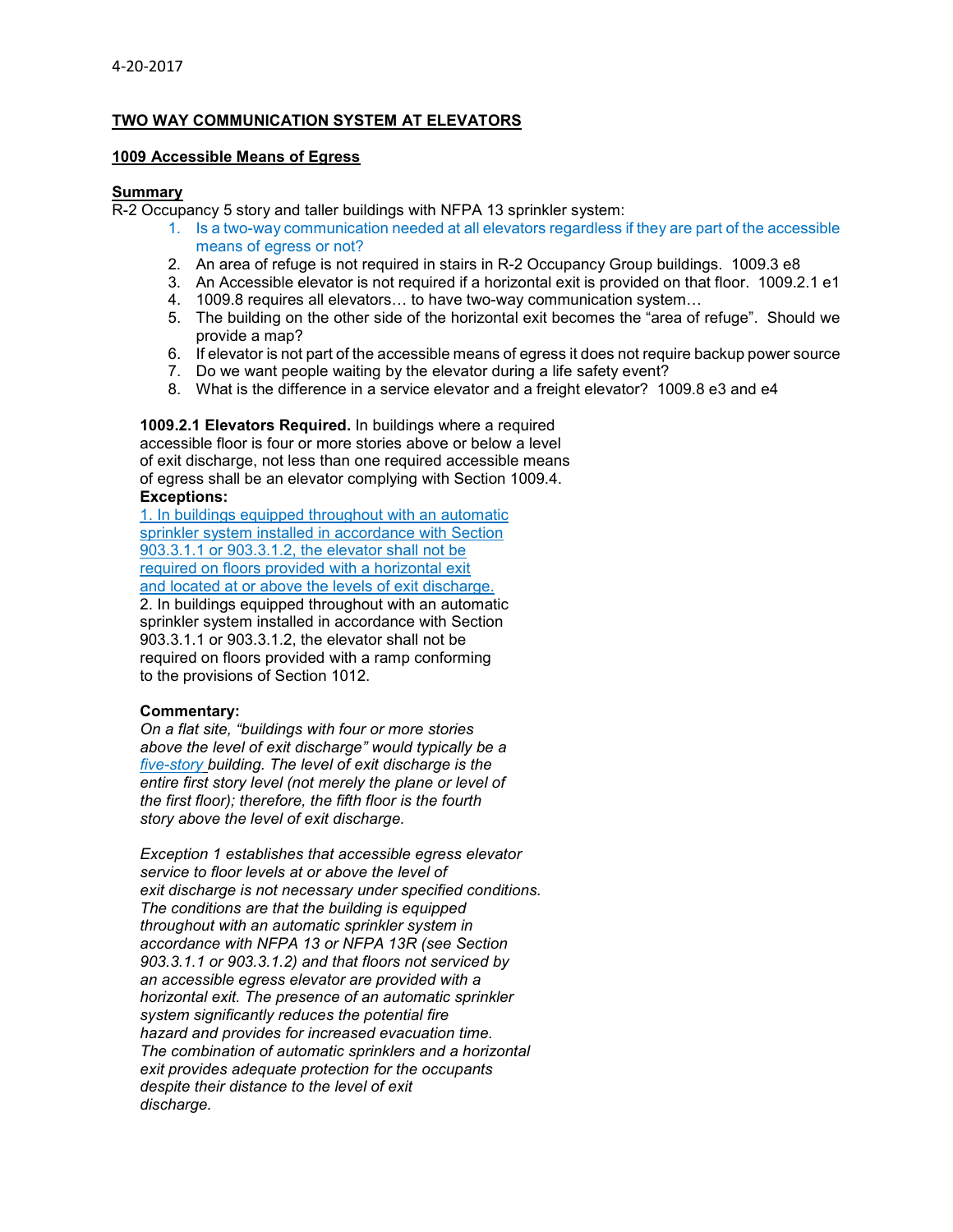4-20-2017

**TWO WAY COMMUNICATION SYSTEM AT ELEVATORS**

**1009 Accessible Means of Egress**

**Summary**

R-2 Occupancy 5 story and taller buildings with NFPA 13 sprinkler system:

1. Is a two-way communication needed at all elevators regardless if they are part of the accessible means of egress or not?
2. An area of refuge is not required in stairs in R-2 Occupancy Group buildings. 1009.3 e8
3. An Accessible elevator is not required if a horizontal exit is provided on that floor. 1009.2.1 e1
4. 1009.8 requires all elevators… to have two-way communication system…
5. The building on the other side of the horizontal exit becomes the "area of refuge". Should we provide a map?
6. If elevator is not part of the accessible means of egress it does not require backup power source
7. Do we want people waiting by the elevator during a life safety event?
8. What is the difference in a service elevator and a freight elevator? 1009.8 e3 and e4

**1009.2.1 Elevators Required.** In buildings where a required accessible floor is four or more stories above or below a level of exit discharge, not less than one required accessible means of egress shall be an elevator complying with Section 1009.4.

**Exceptions:**

1. In buildings equipped throughout with an automatic sprinkler system installed in accordance with Section 903.3.1.1 or 903.3.1.2, the elevator shall not be required on floors provided with a horizontal exit and located at or above the levels of exit discharge.
2. In buildings equipped throughout with an automatic sprinkler system installed in accordance with Section 903.3.1.1 or 903.3.1.2, the elevator shall not be required on floors provided with a ramp conforming to the provisions of Section 1012.

**Commentary:**

*On a flat site, "buildings with four or more stories above the level of exit discharge" would typically be a five-story building. The level of exit discharge is the entire first story level (not merely the plane or level of the first floor); therefore, the fifth floor is the fourth story above the level of exit discharge.*

*Exception 1 establishes that accessible egress elevator service to floor levels at or above the level of exit discharge is not necessary under specified conditions. The conditions are that the building is equipped throughout with an automatic sprinkler system in accordance with NFPA 13 or NFPA 13R (see Section 903.3.1.1 or 903.3.1.2) and that floors not serviced by an accessible egress elevator are provided with a horizontal exit. The presence of an automatic sprinkler system significantly reduces the potential fire hazard and provides for increased evacuation time. The combination of automatic sprinklers and a horizontal exit provides adequate protection for the occupants despite their distance to the level of exit discharge.*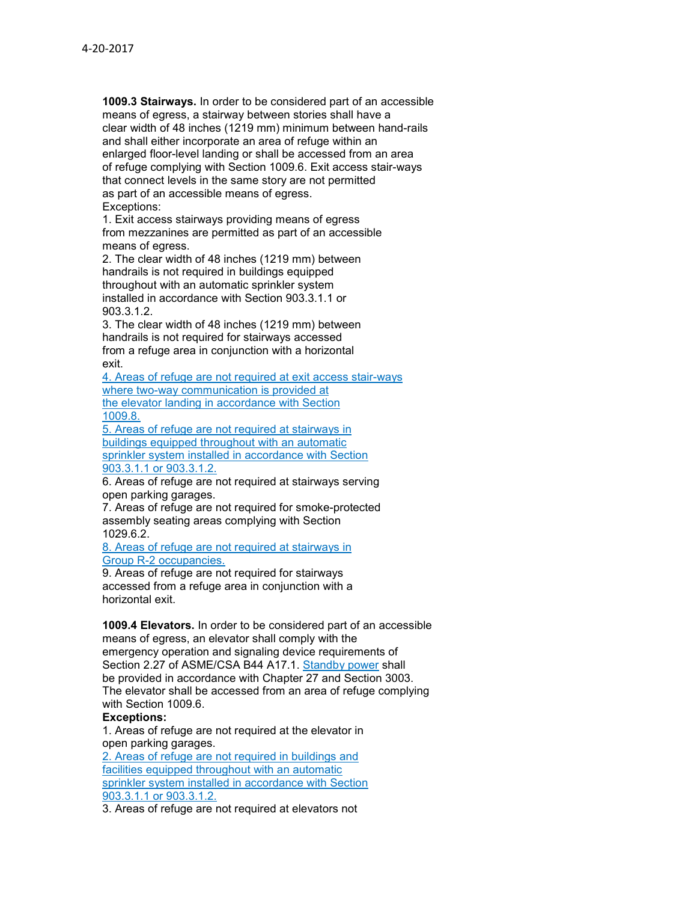4-20-2017

**1009.3 Stairways.** In order to be considered part of an accessible means of egress, a stairway between stories shall have a clear width of 48 inches (1219 mm) minimum between hand-rails and shall either incorporate an area of refuge within an enlarged floor-level landing or shall be accessed from an area of refuge complying with Section 1009.6. Exit access stair-ways that connect levels in the same story are not permitted as part of an accessible means of egress.

Exceptions:

1. Exit access stairways providing means of egress from mezzanines are permitted as part of an accessible means of egress.
2. The clear width of 48 inches (1219 mm) between handrails is not required in buildings equipped throughout with an automatic sprinkler system installed in accordance with Section 903.3.1.1 or 903.3.1.2.
3. The clear width of 48 inches (1219 mm) between handrails is not required for stairways accessed from a refuge area in conjunction with a horizontal exit.
4. Areas of refuge are not required at exit access stair-ways where two-way communication is provided at the elevator landing in accordance with Section 1009.8.
5. Areas of refuge are not required at stairways in buildings equipped throughout with an automatic sprinkler system installed in accordance with Section 903.3.1.1 or 903.3.1.2.
6. Areas of refuge are not required at stairways serving open parking garages.
7. Areas of refuge are not required for smoke-protected assembly seating areas complying with Section 1029.6.2.
8. Areas of refuge are not required at stairways in Group R-2 occupancies.
9. Areas of refuge are not required for stairways accessed from a refuge area in conjunction with a horizontal exit.

**1009.4 Elevators.** In order to be considered part of an accessible means of egress, an elevator shall comply with the emergency operation and signaling device requirements of Section 2.27 of ASME/CSA B44 A17.1. Standby power shall be provided in accordance with Chapter 27 and Section 3003. The elevator shall be accessed from an area of refuge complying with Section 1009.6.

**Exceptions:**

1. Areas of refuge are not required at the elevator in open parking garages.
2. Areas of refuge are not required in buildings and facilities equipped throughout with an automatic sprinkler system installed in accordance with Section 903.3.1.1 or 903.3.1.2.
3. Areas of refuge are not required at elevators not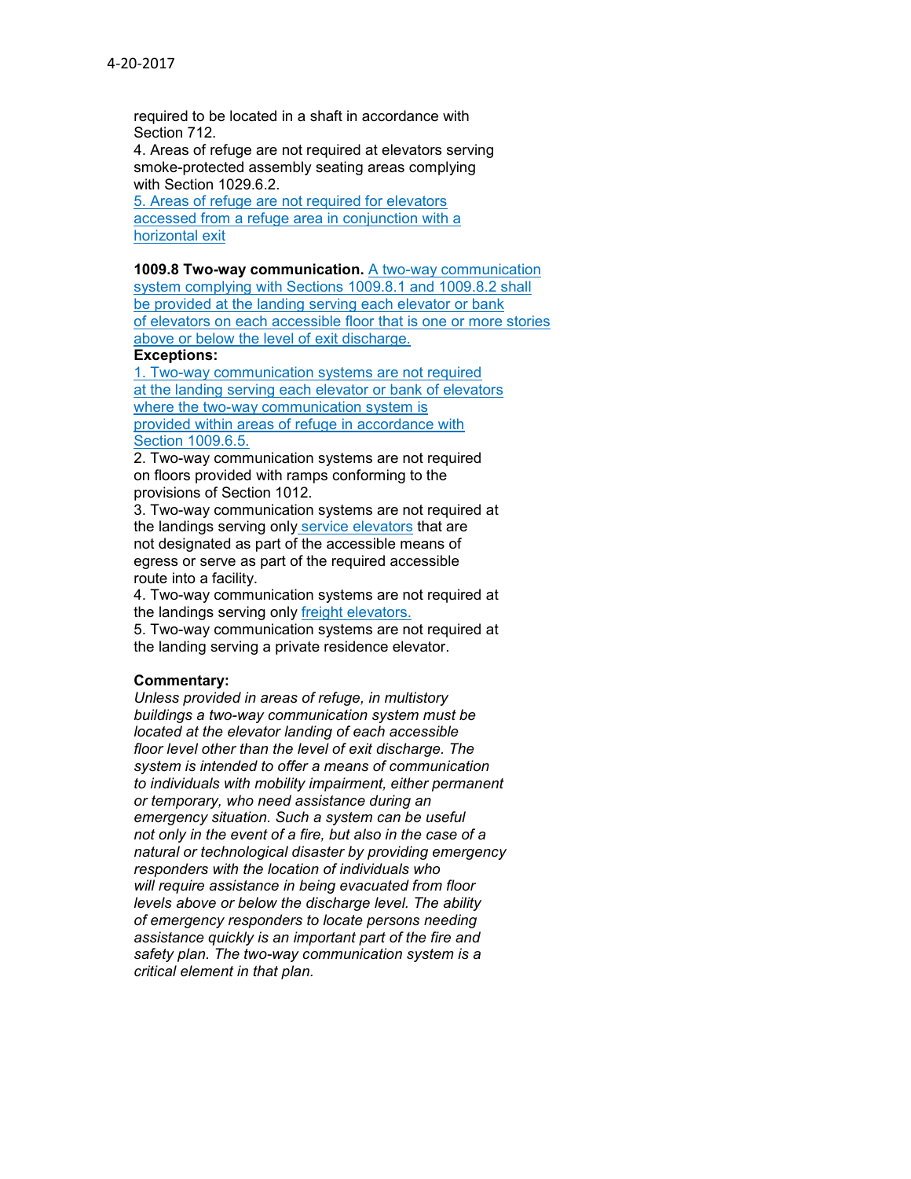required to be located in a shaft in accordance with Section 712.

4. Areas of refuge are not required at elevators serving smoke-protected assembly seating areas complying with Section 1029.6.2.

5. Areas of refuge are not required for elevators accessed from a refuge area in conjunction with a horizontal exit

**1009.8 Two-way communication.** A two-way communication system complying with Sections 1009.8.1 and 1009.8.2 shall be provided at the landing serving each elevator or bank of elevators on each accessible floor that is one or more stories above or below the level of exit discharge.

**Exceptions:**

1. Two-way communication systems are not required at the landing serving each elevator or bank of elevators where the two-way communication system is provided within areas of refuge in accordance with Section 1009.6.5.
2. Two-way communication systems are not required on floors provided with ramps conforming to the provisions of Section 1012.
3. Two-way communication systems are not required at the landings serving only service elevators that are not designated as part of the accessible means of egress or serve as part of the required accessible route into a facility.
4. Two-way communication systems are not required at the landings serving only freight elevators.
5. Two-way communication systems are not required at the landing serving a private residence elevator.

**Commentary:**

*Unless provided in areas of refuge, in multistory buildings a two-way communication system must be located at the elevator landing of each accessible floor level other than the level of exit discharge. The system is intended to offer a means of communication to individuals with mobility impairment, either permanent or temporary, who need assistance during an emergency situation. Such a system can be useful not only in the event of a fire, but also in the case of a natural or technological disaster by providing emergency responders with the location of individuals who will require assistance in being evacuated from floor levels above or below the discharge level. The ability of emergency responders to locate persons needing assistance quickly is an important part of the fire and safety plan. The two-way communication system is a critical element in that plan.*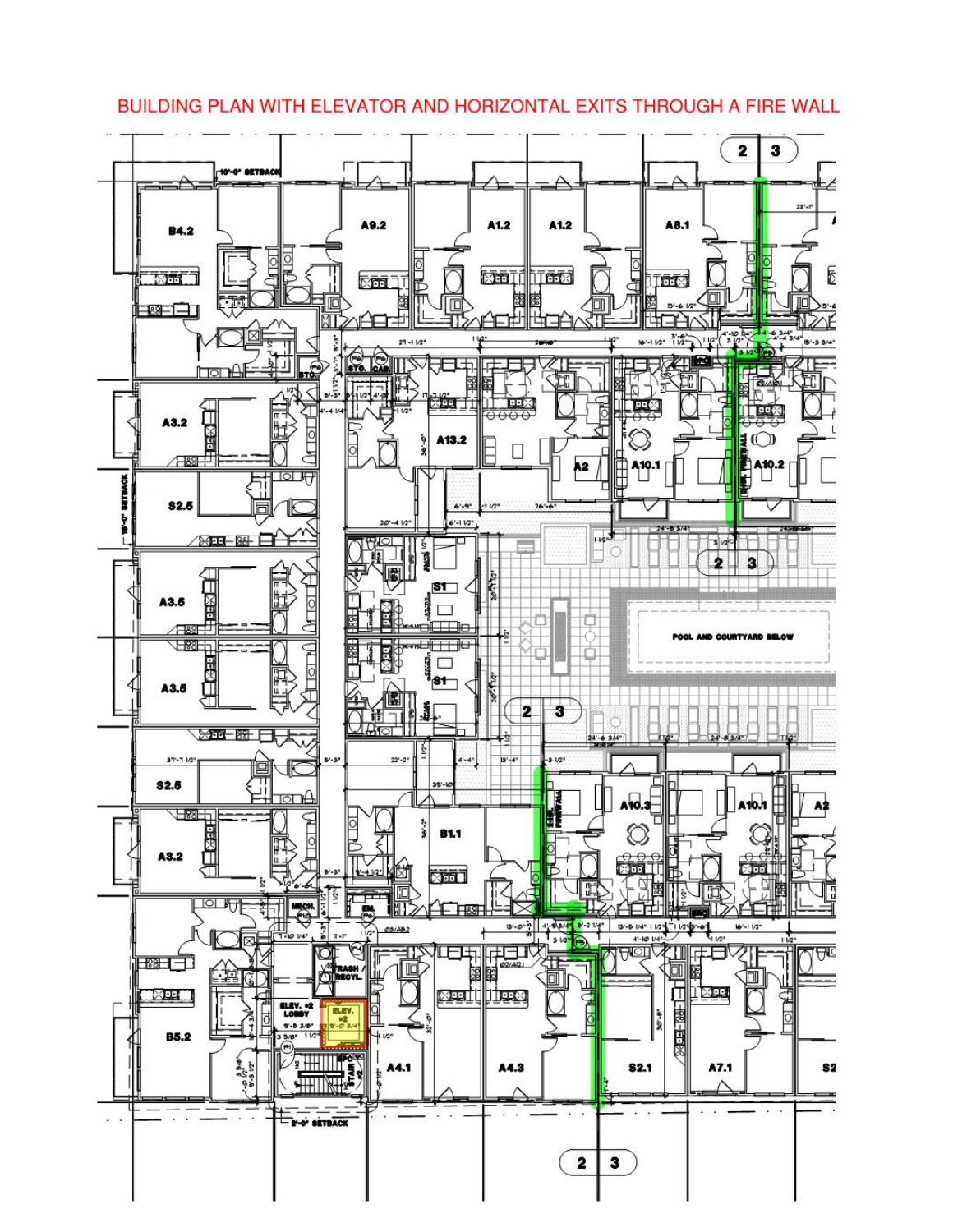BUILDING PLAN WITH ELEVATOR AND HORIZONTAL EXITS THROUGH A FIRE WALL